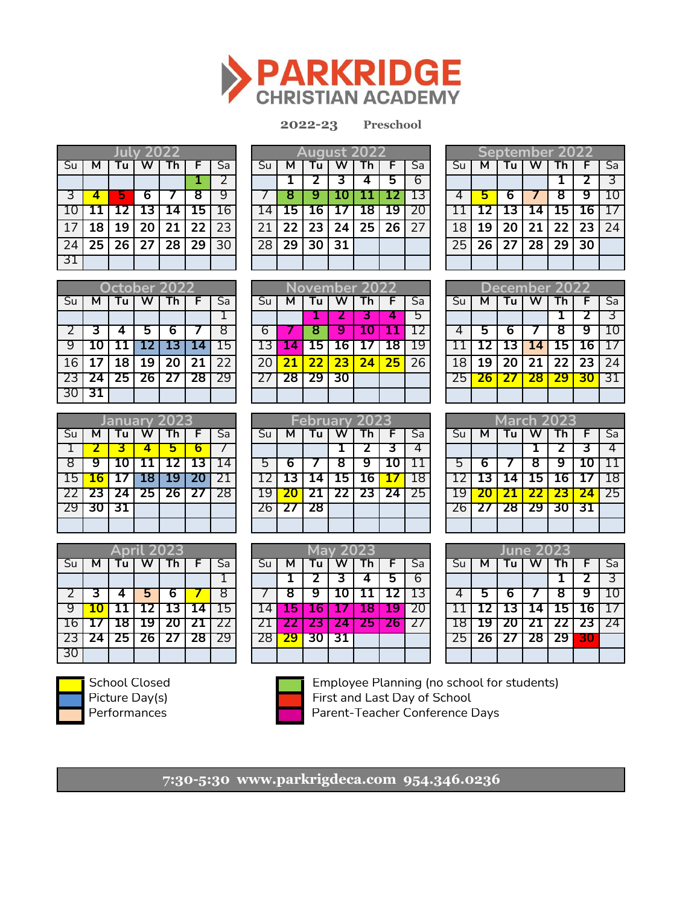# PARKRIDGE CHRISTIAN ACADEMY

**2022-23 Preschool**

### July 2022

| Su | M | Tu | W | Th | F | Sa |
|---|---|---|---|---|---|---|
| | | | | | 1 | 2 |
| 3 | 4 | 5 | 6 | 7 | 8 | 9 |
| 10 | 11 | 12 | 13 | 14 | 15 | 16 |
| 17 | 18 | 19 | 20 | 21 | 22 | 23 |
| 24 | 25 | 26 | 27 | 28 | 29 | 30 |
| 31 | | | | | | |

### August 2022

| Su | M | Tu | W | Th | F | Sa |
|---|---|---|---|---|---|---|
| | 1 | 2 | 3 | 4 | 5 | 6 |
| 7 | 8 | 9 | 10 | 11 | 12 | 13 |
| 14 | 15 | 16 | 17 | 18 | 19 | 20 |
| 21 | 22 | 23 | 24 | 25 | 26 | 27 |
| 28 | 29 | 30 | 31 | | | |

### September 2022

| Su | M | Tu | W | Th | F | Sa |
|---|---|---|---|---|---|---|
| | | | | 1 | 2 | 3 |
| 4 | 5 | 6 | 7 | 8 | 9 | 10 |
| 11 | 12 | 13 | 14 | 15 | 16 | 17 |
| 18 | 19 | 20 | 21 | 22 | 23 | 24 |
| 25 | 26 | 27 | 28 | 29 | 30 | |

### October 2022

| Su | M | Tu | W | Th | F | Sa |
|---|---|---|---|---|---|---|
| | | | | | | 1 |
| 2 | 3 | 4 | 5 | 6 | 7 | 8 |
| 9 | 10 | 11 | 12 | 13 | 14 | 15 |
| 16 | 17 | 18 | 19 | 20 | 21 | 22 |
| 23 | 24 | 25 | 26 | 27 | 28 | 29 |
| 30 | 31 | | | | | |

### November 2022

| Su | M | Tu | W | Th | F | Sa |
|---|---|---|---|---|---|---|
| | | 1 | 2 | 3 | 4 | 5 |
| 6 | 7 | 8 | 9 | 10 | 11 | 12 |
| 13 | 14 | 15 | 16 | 17 | 18 | 19 |
| 20 | 21 | 22 | 23 | 24 | 25 | 26 |
| 27 | 28 | 29 | 30 | | | |

### December 2022

| Su | M | Tu | W | Th | F | Sa |
|---|---|---|---|---|---|---|
| | | | | 1 | 2 | 3 |
| 4 | 5 | 6 | 7 | 8 | 9 | 10 |
| 11 | 12 | 13 | 14 | 15 | 16 | 17 |
| 18 | 19 | 20 | 21 | 22 | 23 | 24 |
| 25 | 26 | 27 | 28 | 29 | 30 | 31 |

### January 2023

| Su | M | Tu | W | Th | F | Sa |
|---|---|---|---|---|---|---|
| 1 | 2 | 3 | 4 | 5 | 6 | 7 |
| 8 | 9 | 10 | 11 | 12 | 13 | 14 |
| 15 | 16 | 17 | 18 | 19 | 20 | 21 |
| 22 | 23 | 24 | 25 | 26 | 27 | 28 |
| 29 | 30 | 31 | | | | |

### February 2023

| Su | M | Tu | W | Th | F | Sa |
|---|---|---|---|---|---|---|
| | | | 1 | 2 | 3 | 4 |
| 5 | 6 | 7 | 8 | 9 | 10 | 11 |
| 12 | 13 | 14 | 15 | 16 | 17 | 18 |
| 19 | 20 | 21 | 22 | 23 | 24 | 25 |
| 26 | 27 | 28 | | | | |

### March 2023

| Su | M | Tu | W | Th | F | Sa |
|---|---|---|---|---|---|---|
| | | | 1 | 2 | 3 | 4 |
| 5 | 6 | 7 | 8 | 9 | 10 | 11 |
| 12 | 13 | 14 | 15 | 16 | 17 | 18 |
| 19 | 20 | 21 | 22 | 23 | 24 | 25 |
| 26 | 27 | 28 | 29 | 30 | 31 | |

### April 2023

| Su | M | Tu | W | Th | F | Sa |
|---|---|---|---|---|---|---|
| | | | | | | 1 |
| 2 | 3 | 4 | 5 | 6 | 7 | 8 |
| 9 | 10 | 11 | 12 | 13 | 14 | 15 |
| 16 | 17 | 18 | 19 | 20 | 21 | 22 |
| 23 | 24 | 25 | 26 | 27 | 28 | 29 |
| 30 | | | | | | |

### May 2023

| Su | M | Tu | W | Th | F | Sa |
|---|---|---|---|---|---|---|
| | 1 | 2 | 3 | 4 | 5 | 6 |
| 7 | 8 | 9 | 10 | 11 | 12 | 13 |
| 14 | 15 | 16 | 17 | 18 | 19 | 20 |
| 21 | 22 | 23 | 24 | 25 | 26 | 27 |
| 28 | 29 | 30 | 31 | | | |

### June 2023

| Su | M | Tu | W | Th | F | Sa |
|---|---|---|---|---|---|---|
| | | | | 1 | 2 | 3 |
| 4 | 5 | 6 | 7 | 8 | 9 | 10 |
| 11 | 12 | 13 | 14 | 15 | 16 | 17 |
| 18 | 19 | 20 | 21 | 22 | 23 | 24 |
| 25 | 26 | 27 | 28 | 29 | 30 | |

- School Closed
- Picture Day(s)
- Performances
- Employee Planning (no school for students)
- First and Last Day of School
- Parent-Teacher Conference Days

**7:30-5:30 www.parkrigdeca.com 954.346.0236**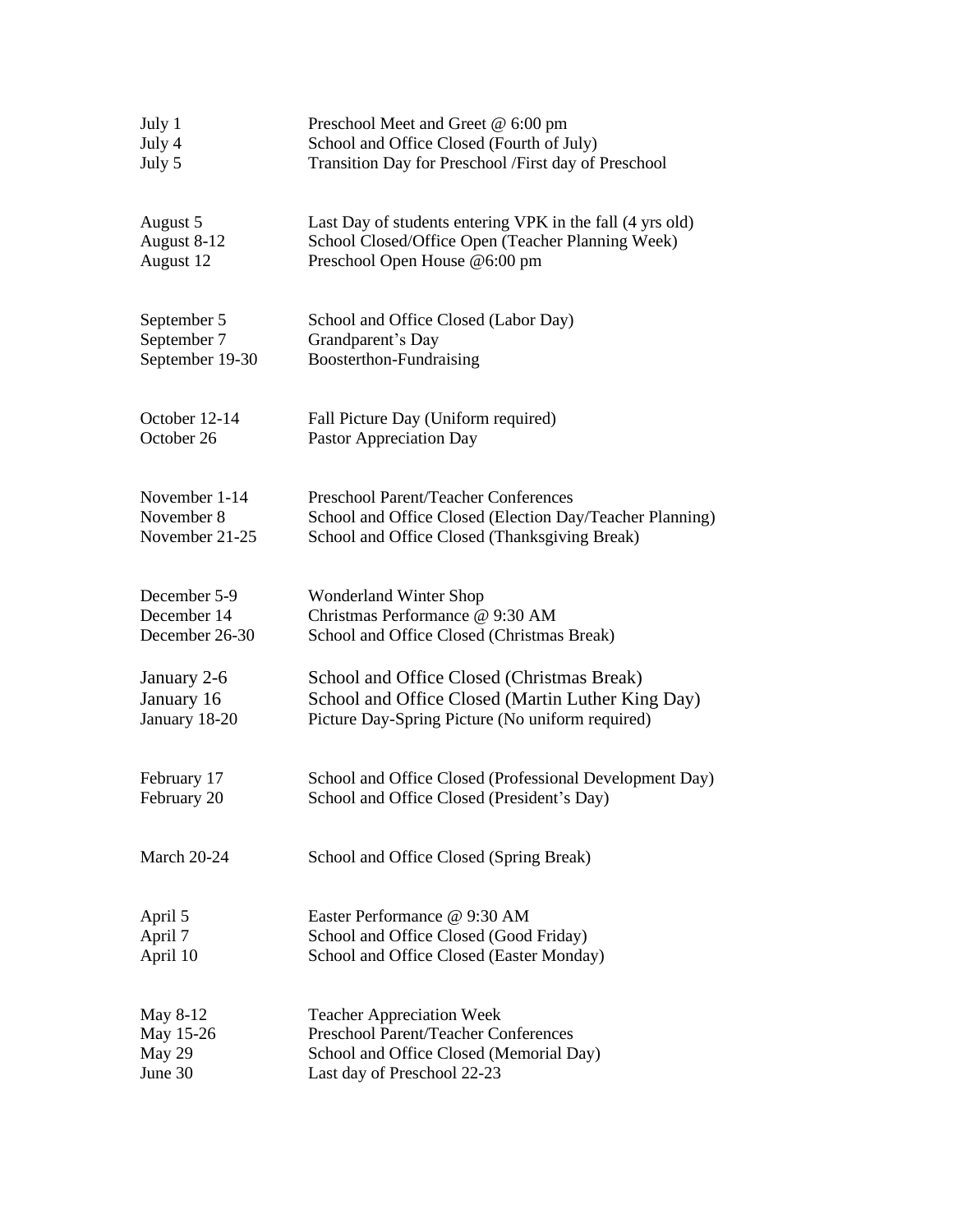| | |
|---|---|
| July 1 | Preschool Meet and Greet @ 6:00 pm |
| July 4 | School and Office Closed (Fourth of July) |
| July 5 | Transition Day for Preschool /First day of Preschool |
| | |
| August 5 | Last Day of students entering VPK in the fall (4 yrs old) |
| August 8-12 | School Closed/Office Open (Teacher Planning Week) |
| August 12 | Preschool Open House @6:00 pm |
| | |
| September 5 | School and Office Closed (Labor Day) |
| September 7 | Grandparent's Day |
| September 19-30 | Boosterthon-Fundraising |
| | |
| October 12-14 | Fall Picture Day (Uniform required) |
| October 26 | Pastor Appreciation Day |
| | |
| November 1-14 | Preschool Parent/Teacher Conferences |
| November 8 | School and Office Closed (Election Day/Teacher Planning) |
| November 21-25 | School and Office Closed (Thanksgiving Break) |
| | |
| December 5-9 | Wonderland Winter Shop |
| December 14 | Christmas Performance @ 9:30 AM |
| December 26-30 | School and Office Closed (Christmas Break) |
| | |
| January 2-6 | School and Office Closed (Christmas Break) |
| January 16 | School and Office Closed (Martin Luther King Day) |
| January 18-20 | Picture Day-Spring Picture (No uniform required) |
| | |
| February 17 | School and Office Closed (Professional Development Day) |
| February 20 | School and Office Closed (President's Day) |
| | |
| March 20-24 | School and Office Closed (Spring Break) |
| | |
| April 5 | Easter Performance @ 9:30 AM |
| April 7 | School and Office Closed (Good Friday) |
| April 10 | School and Office Closed (Easter Monday) |
| | |
| May 8-12 | Teacher Appreciation Week |
| May 15-26 | Preschool Parent/Teacher Conferences |
| May 29 | School and Office Closed (Memorial Day) |
| June 30 | Last day of Preschool 22-23 |